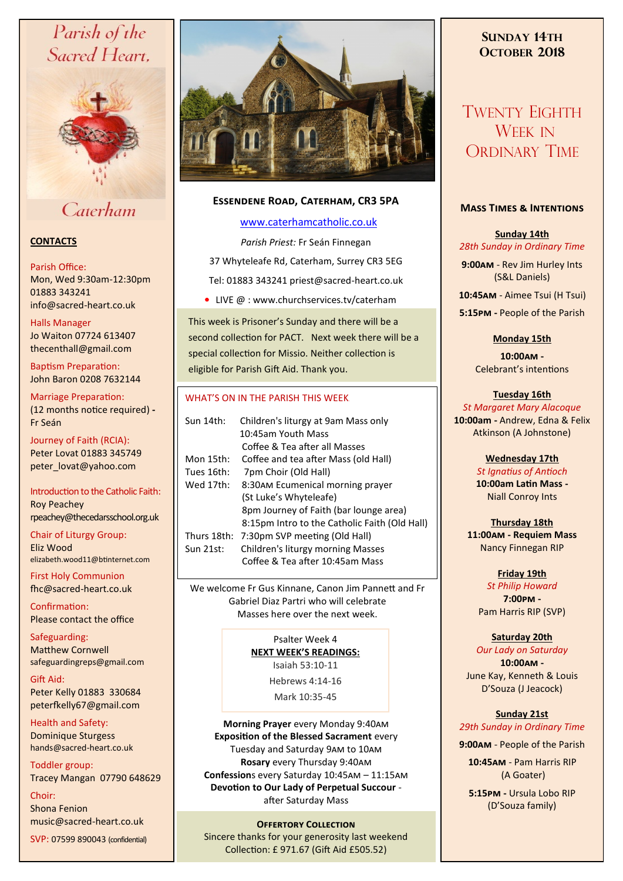# Parish of the Sacred Heart, Caterham

## CONTACTS

Parish Office:
Mon, Wed 9:30am-12:30pm
01883 343241
info@sacred-heart.co.uk

Halls Manager
Jo Waiton 07724 613407
thecenthall@gmail.com

Baptism Preparation:
John Baron 0208 7632144

Marriage Preparation:
(12 months notice required) - Fr Seán

Journey of Faith (RCIA):
Peter Lovat 01883 345749
peter_lovat@yahoo.com

Introduction to the Catholic Faith:
Roy Peachey
rpeachey@thecedarsschool.org.uk

Chair of Liturgy Group:
Eliz Wood
elizabeth.wood11@btinternet.com

First Holy Communion
fhc@sacred-heart.co.uk

Confirmation:
Please contact the office

Safeguarding:
Matthew Cornwell
safeguardingreps@gmail.com

Gift Aid:
Peter Kelly 01883 330684
peterfkelly67@gmail.com

Health and Safety:
Dominique Sturgess
hands@sacred-heart.co.uk

Toddler group:
Tracey Mangan 07790 648629

Choir:
Shona Fenion
music@sacred-heart.co.uk

SVP: 07599 890043 (confidential)

## Essendene Road, Caterham, CR3 5PA

www.caterhamcatholic.co.uk

*Parish Priest:* Fr Seán Finnegan

37 Whyteleafe Rd, Caterham, Surrey CR3 5EG

Tel: 01883 343241 priest@sacred-heart.co.uk

- LIVE @ : www.churchservices.tv/caterham

This week is Prisoner's Sunday and there will be a second collection for PACT. Next week there will be a special collection for Missio. Neither collection is eligible for Parish Gift Aid. Thank you.

### WHAT'S ON IN THE PARISH THIS WEEK

| | |
|---|---|
| Sun 14th: | Children's liturgy at 9am Mass only<br>10:45am Youth Mass<br>Coffee & Tea after all Masses |
| Mon 15th: | Coffee and tea after Mass (old Hall) |
| Tues 16th: | 7pm Choir (Old Hall) |
| Wed 17th: | 8:30AM Ecumenical morning prayer (St Luke's Whyteleafe)<br>8pm Journey of Faith (bar lounge area)<br>8:15pm Intro to the Catholic Faith (Old Hall) |
| Thurs 18th: | 7:30pm SVP meeting (Old Hall) |
| Sun 21st: | Children's liturgy morning Masses<br>Coffee & Tea after 10:45am Mass |

We welcome Fr Gus Kinnane, Canon Jim Pannett and Fr Gabriel Diaz Partri who will celebrate Masses here over the next week.

Psalter Week 4

**NEXT WEEK'S READINGS:**

Isaiah 53:10-11

Hebrews 4:14-16

Mark 10:35-45

**Morning Prayer** every Monday 9:40AM
**Exposition of the Blessed Sacrament** every Tuesday and Saturday 9AM to 10AM
**Rosary** every Thursday 9:40AM
**Confessions** every Saturday 10:45AM – 11:15AM
**Devotion to Our Lady of Perpetual Succour** - after Saturday Mass

**OFFERTORY COLLECTION**
Sincere thanks for your generosity last weekend
Collection: £ 971.67 (Gift Aid £505.52)

## Sunday 14th October 2018

# Twenty Eighth Week in Ordinary Time

### Mass Times & Intentions

**Sunday 14th**
*28th Sunday in Ordinary Time*
**9:00AM** - Rev Jim Hurley Ints (S&L Daniels)
**10:45AM** - Aimee Tsui (H Tsui)
**5:15PM** - People of the Parish

**Monday 15th**
**10:00AM** -
Celebrant's intentions

**Tuesday 16th**
*St Margaret Mary Alacoque*
**10:00am** - Andrew, Edna & Felix Atkinson (A Johnstone)

**Wednesday 17th**
*St Ignatius of Antioch*
**10:00am Latin Mass** -
Niall Conroy Ints

**Thursday 18th**
**11:00AM - Requiem Mass**
Nancy Finnegan RIP

**Friday 19th**
*St Philip Howard*
**7:00PM** -
Pam Harris RIP (SVP)

**Saturday 20th**
*Our Lady on Saturday*
**10:00AM** -
June Kay, Kenneth & Louis D'Souza (J Jeacock)

**Sunday 21st**
*29th Sunday in Ordinary Time*
**9:00AM** - People of the Parish
**10:45AM** - Pam Harris RIP (A Goater)
**5:15PM** - Ursula Lobo RIP (D'Souza family)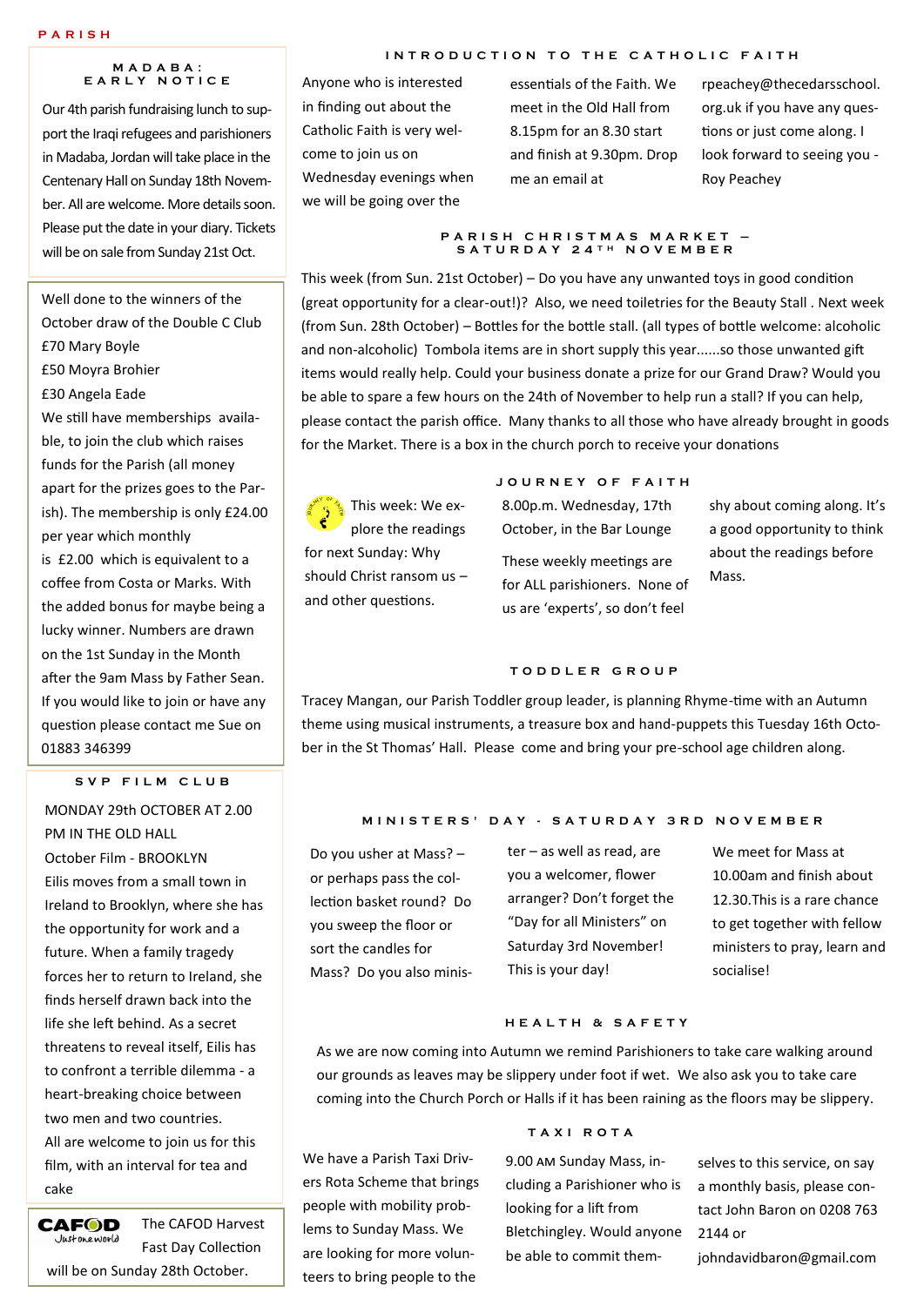PARISH

## MADABA: EARLY NOTICE

Our 4th parish fundraising lunch to support the Iraqi refugees and parishioners in Madaba, Jordan will take place in the Centenary Hall on Sunday 18th November. All are welcome. More details soon. Please put the date in your diary. Tickets will be on sale from Sunday 21st Oct.

Well done to the winners of the October draw of the Double C Club

£70 Mary Boyle
£50 Moyra Brohier
£30 Angela Eade

We still have memberships available, to join the club which raises funds for the Parish (all money apart for the prizes goes to the Parish). The membership is only £24.00 per year which monthly is £2.00 which is equivalent to a coffee from Costa or Marks. With the added bonus for maybe being a lucky winner. Numbers are drawn on the 1st Sunday in the Month after the 9am Mass by Father Sean. If you would like to join or have any question please contact me Sue on 01883 346399

## SVP FILM CLUB

MONDAY 29th OCTOBER AT 2.00 PM IN THE OLD HALL

October Film - BROOKLYN

Eilis moves from a small town in Ireland to Brooklyn, where she has the opportunity for work and a future. When a family tragedy forces her to return to Ireland, she finds herself drawn back into the life she left behind. As a secret threatens to reveal itself, Eilis has to confront a terrible dilemma - a heart-breaking choice between two men and two countries.

All are welcome to join us for this film, with an interval for tea and cake

CAFOD Just one world

The CAFOD Harvest Fast Day Collection will be on Sunday 28th October.

## INTRODUCTION TO THE CATHOLIC FAITH

Anyone who is interested in finding out about the Catholic Faith is very welcome to join us on Wednesday evenings when we will be going over the essentials of the Faith. We meet in the Old Hall from 8.15pm for an 8.30 start and finish at 9.30pm. Drop me an email at rpeachey@thecedarsschool.org.uk if you have any questions or just come along. I look forward to seeing you - Roy Peachey

## PARISH CHRISTMAS MARKET – SATURDAY 24TH NOVEMBER

This week (from Sun. 21st October) – Do you have any unwanted toys in good condition (great opportunity for a clear-out!)? Also, we need toiletries for the Beauty Stall . Next week (from Sun. 28th October) – Bottles for the bottle stall. (all types of bottle welcome: alcoholic and non-alcoholic) Tombola items are in short supply this year......so those unwanted gift items would really help. Could your business donate a prize for our Grand Draw? Would you be able to spare a few hours on the 24th of November to help run a stall? If you can help, please contact the parish office. Many thanks to all those who have already brought in goods for the Market. There is a box in the church porch to receive your donations

## JOURNEY OF FAITH

This week: We explore the readings for next Sunday: Why should Christ ransom us – and other questions.

8.00p.m. Wednesday, 17th October, in the Bar Lounge

These weekly meetings are for ALL parishioners. None of us are 'experts', so don't feel shy about coming along. It's a good opportunity to think about the readings before Mass.

## TODDLER GROUP

Tracey Mangan, our Parish Toddler group leader, is planning Rhyme-time with an Autumn theme using musical instruments, a treasure box and hand-puppets this Tuesday 16th October in the St Thomas' Hall. Please come and bring your pre-school age children along.

## MINISTERS' DAY - SATURDAY 3RD NOVEMBER

Do you usher at Mass? – or perhaps pass the collection basket round? Do you sweep the floor or sort the candles for Mass? Do you also minister – as well as read, are you a welcomer, flower arranger? Don't forget the "Day for all Ministers" on Saturday 3rd November! This is your day!

We meet for Mass at 10.00am and finish about 12.30.This is a rare chance to get together with fellow ministers to pray, learn and socialise!

## HEALTH & SAFETY

As we are now coming into Autumn we remind Parishioners to take care walking around our grounds as leaves may be slippery under foot if wet. We also ask you to take care coming into the Church Porch or Halls if it has been raining as the floors may be slippery.

## TAXI ROTA

We have a Parish Taxi Drivers Rota Scheme that brings people with mobility problems to Sunday Mass. We are looking for more volunteers to bring people to the 9.00 AM Sunday Mass, including a Parishioner who is looking for a lift from Bletchingley. Would anyone be able to commit themselves to this service, on say a monthly basis, please contact John Baron on 0208 763 2144 or johndavidbaron@gmail.com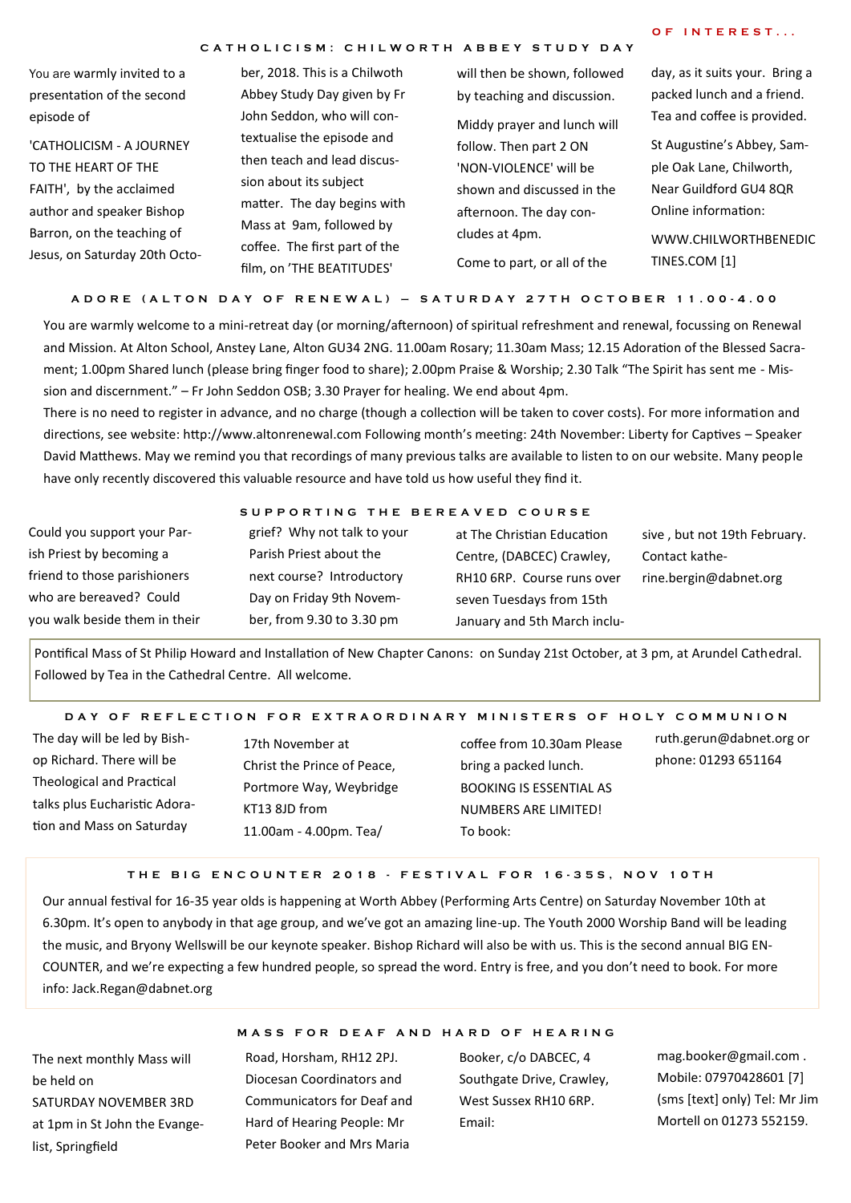OF INTEREST...

## CATHOLICISM: CHILWORTH ABBEY STUDY DAY

You are warmly invited to a presentation of the second episode of

'CATHOLICISM - A JOURNEY TO THE HEART OF THE FAITH', by the acclaimed author and speaker Bishop Barron, on the teaching of Jesus, on Saturday 20th October, 2018. This is a Chilworth Abbey Study Day given by Fr John Seddon, who will contextualise the episode and then teach and lead discussion about its subject matter. The day begins with Mass at 9am, followed by coffee. The first part of the film, on 'THE BEATITUDES' will then be shown, followed by teaching and discussion.

Middy prayer and lunch will follow. Then part 2 ON 'NON-VIOLENCE' will be shown and discussed in the afternoon. The day concludes at 4pm.

Come to part, or all of the day, as it suits your. Bring a packed lunch and a friend. Tea and coffee is provided.

St Augustine's Abbey, Sample Oak Lane, Chilworth, Near Guildford GU4 8QR Online information:

WWW.CHILWORTHBENEDICTINES.COM [1]

## ADORE (ALTON DAY OF RENEWAL) – SATURDAY 27TH OCTOBER 11.00-4.00

You are warmly welcome to a mini-retreat day (or morning/afternoon) of spiritual refreshment and renewal, focussing on Renewal and Mission. At Alton School, Anstey Lane, Alton GU34 2NG. 11.00am Rosary; 11.30am Mass; 12.15 Adoration of the Blessed Sacrament; 1.00pm Shared lunch (please bring finger food to share); 2.00pm Praise & Worship; 2.30 Talk "The Spirit has sent me - Mission and discernment." – Fr John Seddon OSB; 3.30 Prayer for healing. We end about 4pm.

There is no need to register in advance, and no charge (though a collection will be taken to cover costs). For more information and directions, see website: http://www.altonrenewal.com Following month's meeting: 24th November: Liberty for Captives – Speaker David Matthews. May we remind you that recordings of many previous talks are available to listen to on our website. Many people have only recently discovered this valuable resource and have told us how useful they find it.

## SUPPORTING THE BEREAVED COURSE

Could you support your Parish Priest by becoming a friend to those parishioners who are bereaved? Could you walk beside them in their grief? Why not talk to your Parish Priest about the next course? Introductory Day on Friday 9th November, from 9.30 to 3.30 pm at The Christian Education Centre, (DABCEC) Crawley, RH10 6RP. Course runs over seven Tuesdays from 15th January and 5th March inclusive , but not 19th February. Contact katherine.bergin@dabnet.org

Pontifical Mass of St Philip Howard and Installation of New Chapter Canons: on Sunday 21st October, at 3 pm, at Arundel Cathedral. Followed by Tea in the Cathedral Centre. All welcome.

## DAY OF REFLECTION FOR EXTRAORDINARY MINISTERS OF HOLY COMMUNION

The day will be led by Bishop Richard. There will be Theological and Practical talks plus Eucharistic Adoration and Mass on Saturday 17th November at Christ the Prince of Peace, Portmore Way, Weybridge KT13 8JD from 11.00am - 4.00pm. Tea/coffee from 10.30am Please bring a packed lunch. BOOKING IS ESSENTIAL AS NUMBERS ARE LIMITED! To book: ruth.gerun@dabnet.org or phone: 01293 651164

## THE BIG ENCOUNTER 2018 - FESTIVAL FOR 16-35S, NOV 10TH

Our annual festival for 16-35 year olds is happening at Worth Abbey (Performing Arts Centre) on Saturday November 10th at 6.30pm. It's open to anybody in that age group, and we've got an amazing line-up. The Youth 2000 Worship Band will be leading the music, and Bryony Wellswill be our keynote speaker. Bishop Richard will also be with us. This is the second annual BIG ENCOUNTER, and we're expecting a few hundred people, so spread the word. Entry is free, and you don't need to book. For more info: Jack.Regan@dabnet.org

## MASS FOR DEAF AND HARD OF HEARING

The next monthly Mass will be held on SATURDAY NOVEMBER 3RD at 1pm in St John the Evangelist, Springfield Road, Horsham, RH12 2PJ. Diocesan Coordinators and Communicators for Deaf and Hard of Hearing People: Mr Peter Booker and Mrs Maria Booker, c/o DABCEC, 4 Southgate Drive, Crawley, West Sussex RH10 6RP. Email: mag.booker@gmail.com . Mobile: 07970428601 [7] (sms [text] only) Tel: Mr Jim Mortell on 01273 552159.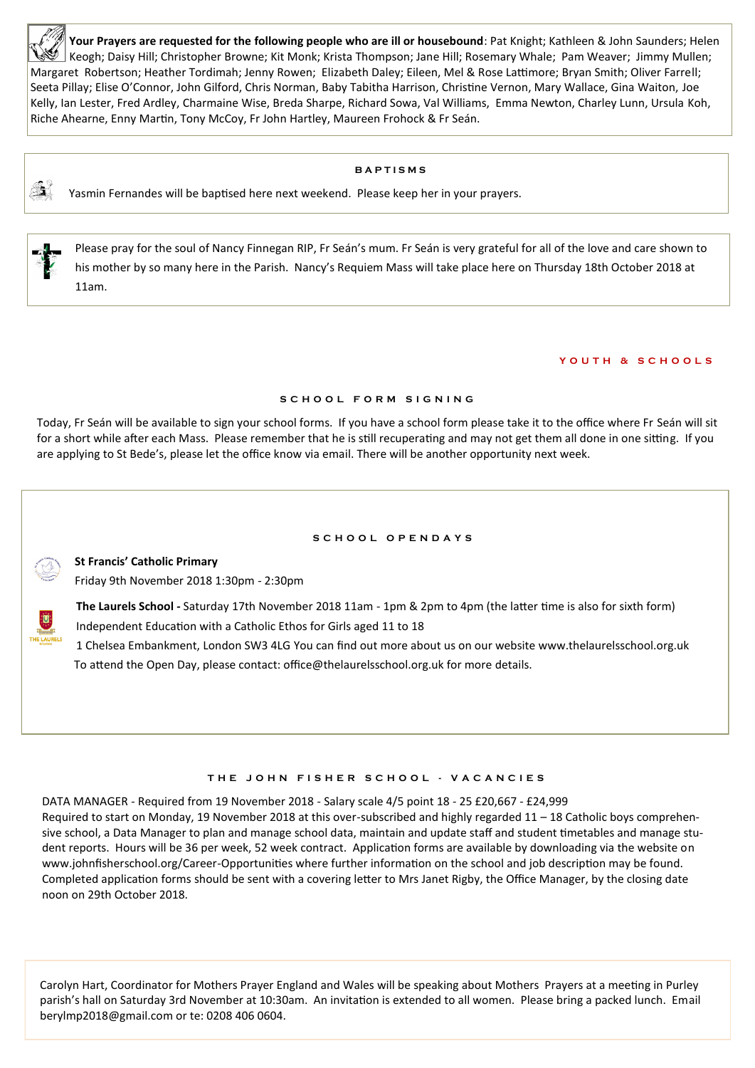**Your Prayers are requested for the following people who are ill or housebound**: Pat Knight; Kathleen & John Saunders; Helen Keogh; Daisy Hill; Christopher Browne; Kit Monk; Krista Thompson; Jane Hill; Rosemary Whale; Pam Weaver; Jimmy Mullen; Margaret Robertson; Heather Tordimah; Jenny Rowen; Elizabeth Daley; Eileen, Mel & Rose Lattimore; Bryan Smith; Oliver Farrell; Seeta Pillay; Elise O'Connor, John Gilford, Chris Norman, Baby Tabitha Harrison, Christine Vernon, Mary Wallace, Gina Waiton, Joe Kelly, Ian Lester, Fred Ardley, Charmaine Wise, Breda Sharpe, Richard Sowa, Val Williams, Emma Newton, Charley Lunn, Ursula Koh, Riche Ahearne, Enny Martin, Tony McCoy, Fr John Hartley, Maureen Frohock & Fr Seán.

## BAPTISMS

Yasmin Fernandes will be baptised here next weekend. Please keep her in your prayers.

Please pray for the soul of Nancy Finnegan RIP, Fr Seán's mum. Fr Seán is very grateful for all of the love and care shown to his mother by so many here in the Parish. Nancy's Requiem Mass will take place here on Thursday 18th October 2018 at 11am.

## YOUTH & SCHOOLS

### SCHOOL FORM SIGNING

Today, Fr Seán will be available to sign your school forms. If you have a school form please take it to the office where Fr Seán will sit for a short while after each Mass. Please remember that he is still recuperating and may not get them all done in one sitting. If you are applying to St Bede's, please let the office know via email. There will be another opportunity next week.

### SCHOOL OPENDAYS

**St Francis' Catholic Primary**

Friday 9th November 2018 1:30pm - 2:30pm

**The Laurels School -** Saturday 17th November 2018 11am - 1pm & 2pm to 4pm (the latter time is also for sixth form)

Independent Education with a Catholic Ethos for Girls aged 11 to 18

1 Chelsea Embankment, London SW3 4LG You can find out more about us on our website www.thelaurelsschool.org.uk

To attend the Open Day, please contact: office@thelaurelsschool.org.uk for more details.

### THE JOHN FISHER SCHOOL - VACANCIES

DATA MANAGER - Required from 19 November 2018 - Salary scale 4/5 point 18 - 25 £20,667 - £24,999

Required to start on Monday, 19 November 2018 at this over-subscribed and highly regarded 11 – 18 Catholic boys comprehensive school, a Data Manager to plan and manage school data, maintain and update staff and student timetables and manage student reports. Hours will be 36 per week, 52 week contract. Application forms are available by downloading via the website on www.johnfisherschool.org/Career-Opportunities where further information on the school and job description may be found. Completed application forms should be sent with a covering letter to Mrs Janet Rigby, the Office Manager, by the closing date noon on 29th October 2018.

Carolyn Hart, Coordinator for Mothers Prayer England and Wales will be speaking about Mothers Prayers at a meeting in Purley parish's hall on Saturday 3rd November at 10:30am. An invitation is extended to all women. Please bring a packed lunch. Email berylmp2018@gmail.com or te: 0208 406 0604.